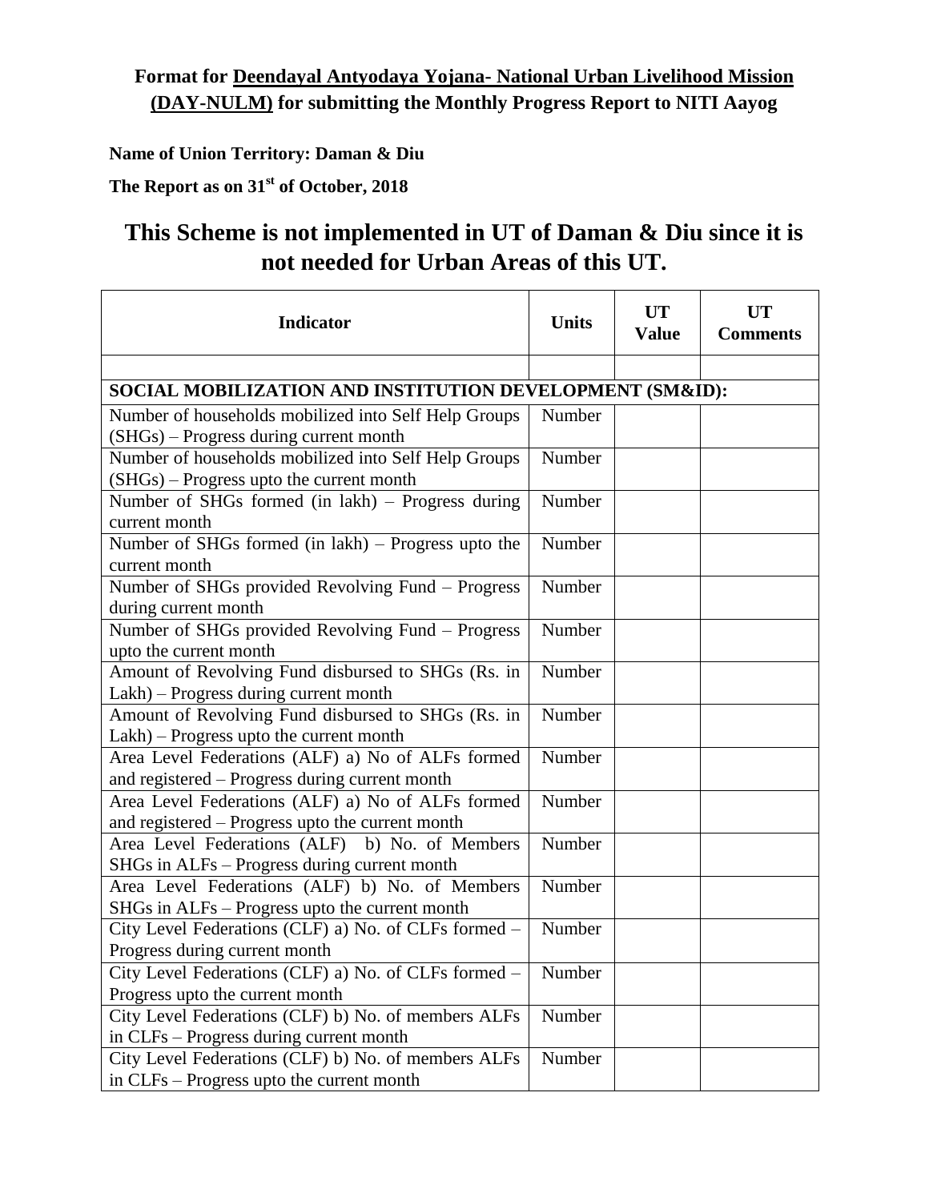**Format for Deendayal Antyodaya Yojana- National Urban Livelihood Mission (DAY-NULM) for submitting the Monthly Progress Report to NITI Aayog**

**Name of Union Territory: Daman & Diu**

**The Report as on 31st of October, 2018**

# This Scheme is not implemented in UT of Daman & Diu since it is not needed for Urban Areas of this UT.

| Indicator | Units | UT Value | UT Comments |
|---|---|---|---|
| | | | |
| **SOCIAL MOBILIZATION AND INSTITUTION DEVELOPMENT (SM&ID):** | | | |
| Number of households mobilized into Self Help Groups (SHGs) – Progress during current month | Number | | |
| Number of households mobilized into Self Help Groups (SHGs) – Progress upto the current month | Number | | |
| Number of SHGs formed (in lakh) – Progress during current month | Number | | |
| Number of SHGs formed (in lakh) – Progress upto the current month | Number | | |
| Number of SHGs provided Revolving Fund – Progress during current month | Number | | |
| Number of SHGs provided Revolving Fund – Progress upto the current month | Number | | |
| Amount of Revolving Fund disbursed to SHGs (Rs. in Lakh) – Progress during current month | Number | | |
| Amount of Revolving Fund disbursed to SHGs (Rs. in Lakh) – Progress upto the current month | Number | | |
| Area Level Federations (ALF) a) No of ALFs formed and registered – Progress during current month | Number | | |
| Area Level Federations (ALF) a) No of ALFs formed and registered – Progress upto the current month | Number | | |
| Area Level Federations (ALF) b) No. of Members SHGs in ALFs – Progress during current month | Number | | |
| Area Level Federations (ALF) b) No. of Members SHGs in ALFs – Progress upto the current month | Number | | |
| City Level Federations (CLF) a) No. of CLFs formed – Progress during current month | Number | | |
| City Level Federations (CLF) a) No. of CLFs formed – Progress upto the current month | Number | | |
| City Level Federations (CLF) b) No. of members ALFs in CLFs – Progress during current month | Number | | |
| City Level Federations (CLF) b) No. of members ALFs in CLFs – Progress upto the current month | Number | | |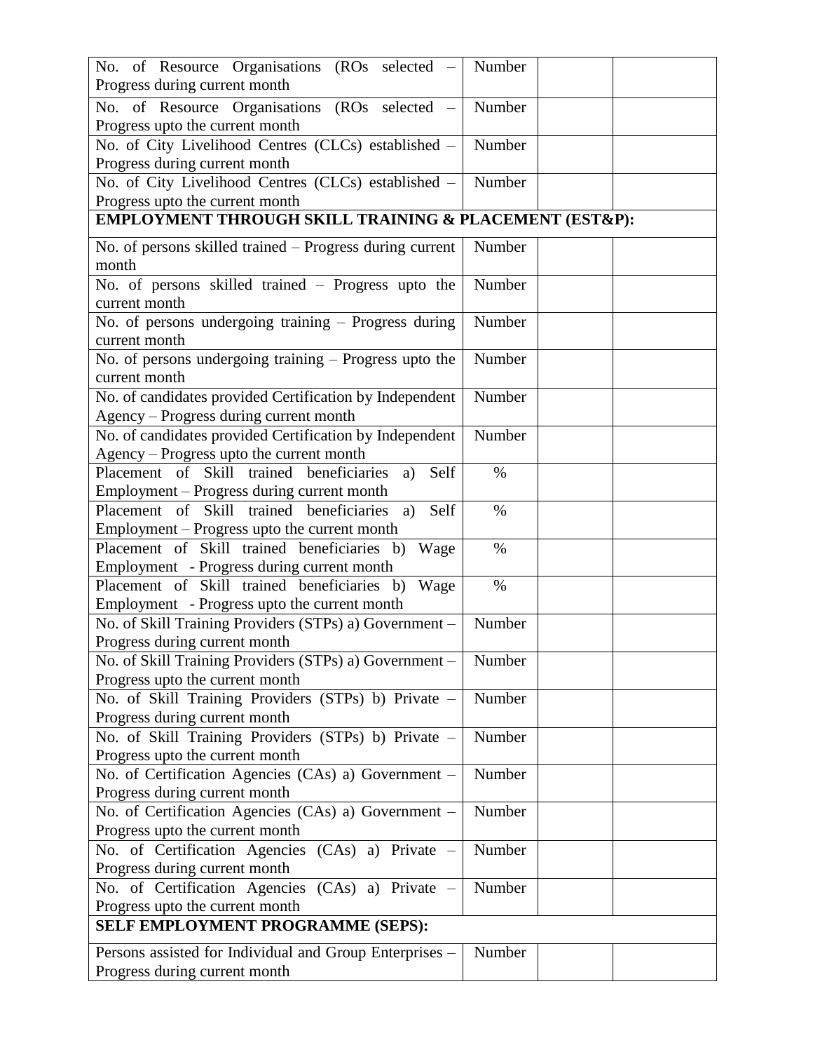| | | | |
|---|---|---|---|
| No. of Resource Organisations (ROs selected – Progress during current month | Number | | |
| No. of Resource Organisations (ROs selected – Progress upto the current month | Number | | |
| No. of City Livelihood Centres (CLCs) established – Progress during current month | Number | | |
| No. of City Livelihood Centres (CLCs) established – Progress upto the current month | Number | | |
| **EMPLOYMENT THROUGH SKILL TRAINING & PLACEMENT (EST&P):** | | | |
| No. of persons skilled trained – Progress during current month | Number | | |
| No. of persons skilled trained – Progress upto the current month | Number | | |
| No. of persons undergoing training – Progress during current month | Number | | |
| No. of persons undergoing training – Progress upto the current month | Number | | |
| No. of candidates provided Certification by Independent Agency – Progress during current month | Number | | |
| No. of candidates provided Certification by Independent Agency – Progress upto the current month | Number | | |
| Placement of Skill trained beneficiaries a) Self Employment – Progress during current month | % | | |
| Placement of Skill trained beneficiaries a) Self Employment – Progress upto the current month | % | | |
| Placement of Skill trained beneficiaries b) Wage Employment - Progress during current month | % | | |
| Placement of Skill trained beneficiaries b) Wage Employment - Progress upto the current month | % | | |
| No. of Skill Training Providers (STPs) a) Government – Progress during current month | Number | | |
| No. of Skill Training Providers (STPs) a) Government – Progress upto the current month | Number | | |
| No. of Skill Training Providers (STPs) b) Private – Progress during current month | Number | | |
| No. of Skill Training Providers (STPs) b) Private – Progress upto the current month | Number | | |
| No. of Certification Agencies (CAs) a) Government – Progress during current month | Number | | |
| No. of Certification Agencies (CAs) a) Government – Progress upto the current month | Number | | |
| No. of Certification Agencies (CAs) a) Private – Progress during current month | Number | | |
| No. of Certification Agencies (CAs) a) Private – Progress upto the current month | Number | | |
| **SELF EMPLOYMENT PROGRAMME (SEPS):** | | | |
| Persons assisted for Individual and Group Enterprises – Progress during current month | Number | | |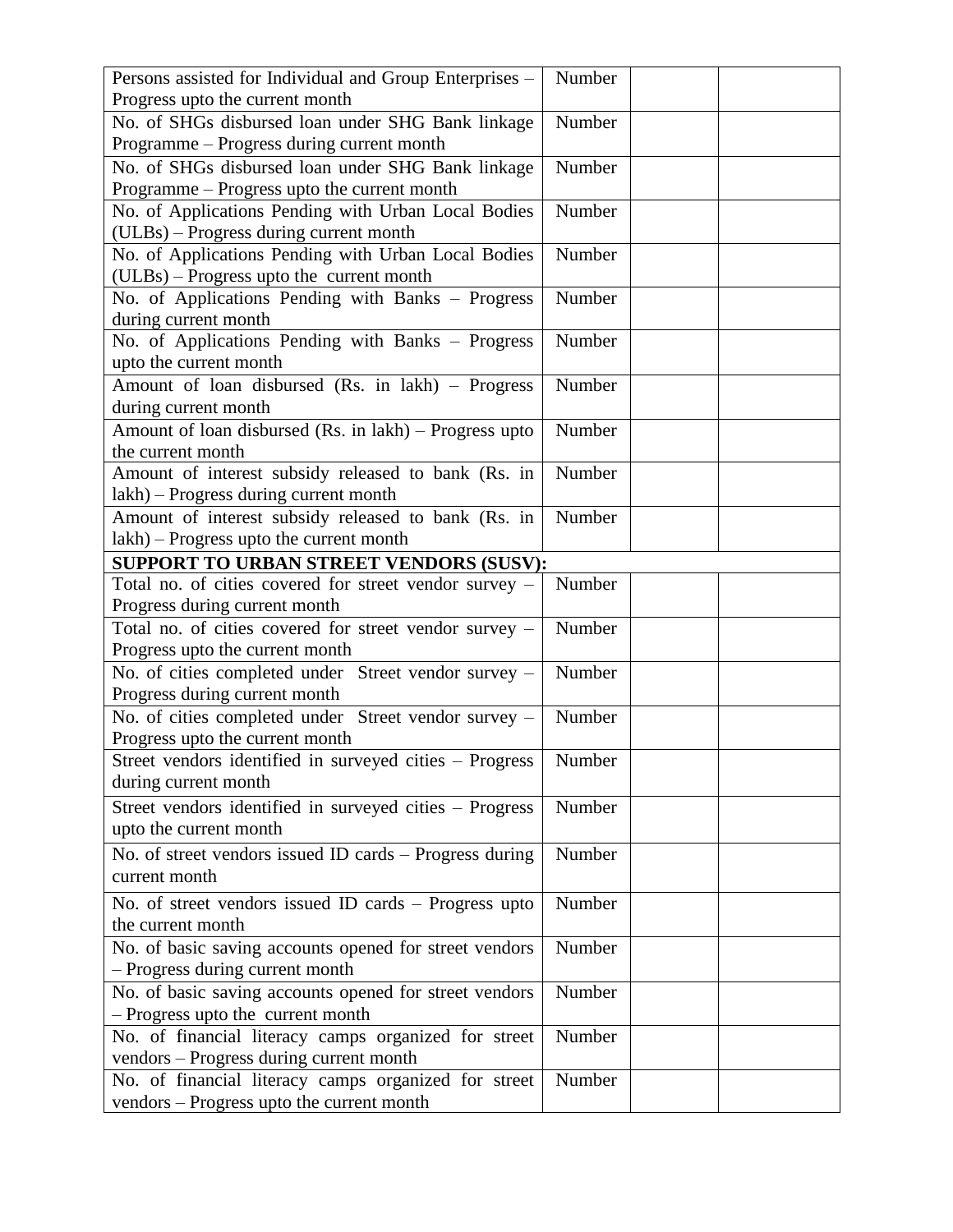| | | | |
|---|---|---|---|
| Persons assisted for Individual and Group Enterprises – Progress upto the current month | Number | | |
| No. of SHGs disbursed loan under SHG Bank linkage Programme – Progress during current month | Number | | |
| No. of SHGs disbursed loan under SHG Bank linkage Programme – Progress upto the current month | Number | | |
| No. of Applications Pending with Urban Local Bodies (ULBs) – Progress during current month | Number | | |
| No. of Applications Pending with Urban Local Bodies (ULBs) – Progress upto the current month | Number | | |
| No. of Applications Pending with Banks – Progress during current month | Number | | |
| No. of Applications Pending with Banks – Progress upto the current month | Number | | |
| Amount of loan disbursed (Rs. in lakh) – Progress during current month | Number | | |
| Amount of loan disbursed (Rs. in lakh) – Progress upto the current month | Number | | |
| Amount of interest subsidy released to bank (Rs. in lakh) – Progress during current month | Number | | |
| Amount of interest subsidy released to bank (Rs. in lakh) – Progress upto the current month | Number | | |
| **SUPPORT TO URBAN STREET VENDORS (SUSV):** | | | |
| Total no. of cities covered for street vendor survey – Progress during current month | Number | | |
| Total no. of cities covered for street vendor survey – Progress upto the current month | Number | | |
| No. of cities completed under Street vendor survey – Progress during current month | Number | | |
| No. of cities completed under Street vendor survey – Progress upto the current month | Number | | |
| Street vendors identified in surveyed cities – Progress during current month | Number | | |
| Street vendors identified in surveyed cities – Progress upto the current month | Number | | |
| No. of street vendors issued ID cards – Progress during current month | Number | | |
| No. of street vendors issued ID cards – Progress upto the current month | Number | | |
| No. of basic saving accounts opened for street vendors – Progress during current month | Number | | |
| No. of basic saving accounts opened for street vendors – Progress upto the current month | Number | | |
| No. of financial literacy camps organized for street vendors – Progress during current month | Number | | |
| No. of financial literacy camps organized for street vendors – Progress upto the current month | Number | | |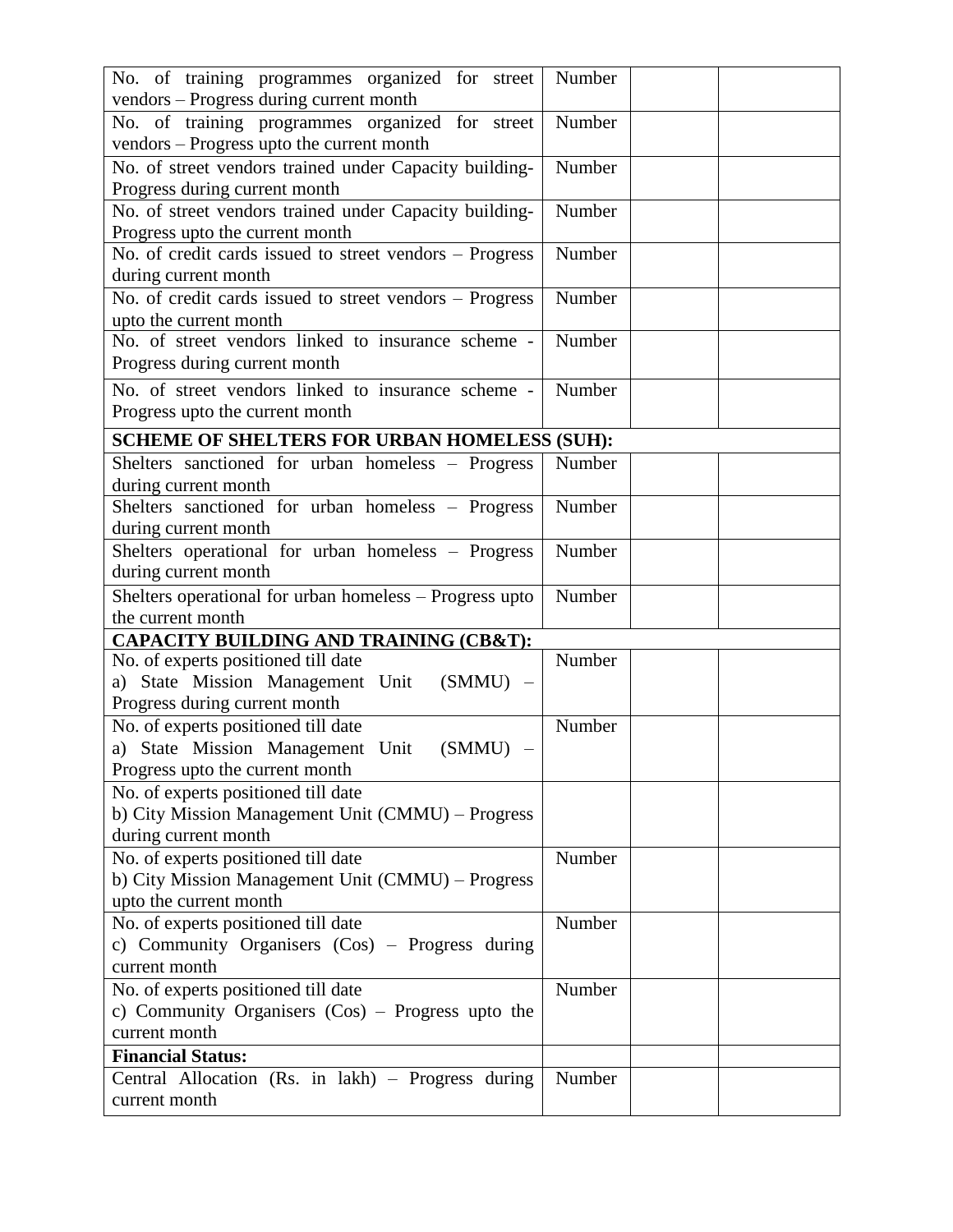| | | | |
|---|---|---|---|
| No. of training programmes organized for street vendors – Progress during current month | Number | | |
| No. of training programmes organized for street vendors – Progress upto the current month | Number | | |
| No. of street vendors trained under Capacity building-Progress during current month | Number | | |
| No. of street vendors trained under Capacity building-Progress upto the current month | Number | | |
| No. of credit cards issued to street vendors – Progress during current month | Number | | |
| No. of credit cards issued to street vendors – Progress upto the current month | Number | | |
| No. of street vendors linked to insurance scheme - Progress during current month | Number | | |
| No. of street vendors linked to insurance scheme - Progress upto the current month | Number | | |
| **SCHEME OF SHELTERS FOR URBAN HOMELESS (SUH):** | | | |
| Shelters sanctioned for urban homeless – Progress during current month | Number | | |
| Shelters sanctioned for urban homeless – Progress during current month | Number | | |
| Shelters operational for urban homeless – Progress during current month | Number | | |
| Shelters operational for urban homeless – Progress upto the current month | Number | | |
| **CAPACITY BUILDING AND TRAINING (CB&T):** | | | |
| No. of experts positioned till date<br>a) State Mission Management Unit (SMMU) – Progress during current month | Number | | |
| No. of experts positioned till date<br>a) State Mission Management Unit (SMMU) – Progress upto the current month | Number | | |
| No. of experts positioned till date<br>b) City Mission Management Unit (CMMU) – Progress during current month | | | |
| No. of experts positioned till date<br>b) City Mission Management Unit (CMMU) – Progress upto the current month | Number | | |
| No. of experts positioned till date<br>c) Community Organisers (Cos) – Progress during current month | Number | | |
| No. of experts positioned till date<br>c) Community Organisers (Cos) – Progress upto the current month | Number | | |
| **Financial Status:** | | | |
| Central Allocation (Rs. in lakh) – Progress during current month | Number | | |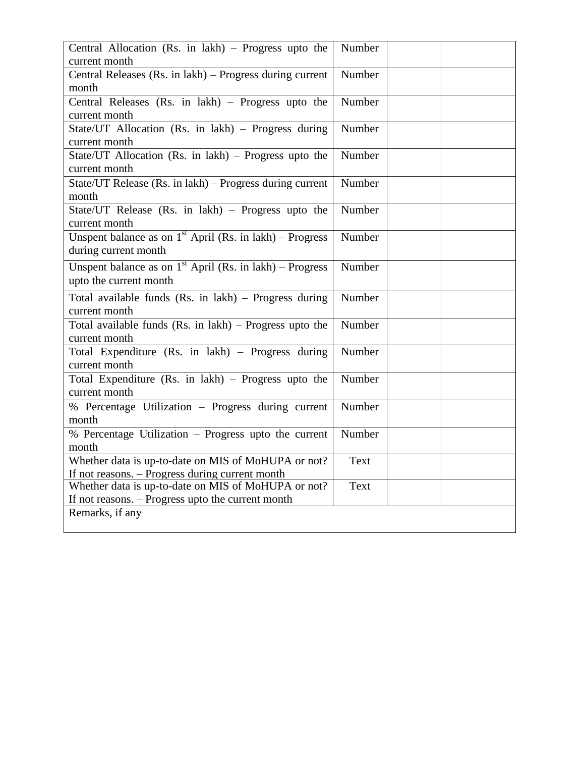| | | | |
|---|---|---|---|
| Central Allocation (Rs. in lakh) – Progress upto the current month | Number | | |
| Central Releases (Rs. in lakh) – Progress during current month | Number | | |
| Central Releases (Rs. in lakh) – Progress upto the current month | Number | | |
| State/UT Allocation (Rs. in lakh) – Progress during current month | Number | | |
| State/UT Allocation (Rs. in lakh) – Progress upto the current month | Number | | |
| State/UT Release (Rs. in lakh) – Progress during current month | Number | | |
| State/UT Release (Rs. in lakh) – Progress upto the current month | Number | | |
| Unspent balance as on 1st April (Rs. in lakh) – Progress during current month | Number | | |
| Unspent balance as on 1st April (Rs. in lakh) – Progress upto the current month | Number | | |
| Total available funds (Rs. in lakh) – Progress during current month | Number | | |
| Total available funds (Rs. in lakh) – Progress upto the current month | Number | | |
| Total Expenditure (Rs. in lakh) – Progress during current month | Number | | |
| Total Expenditure (Rs. in lakh) – Progress upto the current month | Number | | |
| % Percentage Utilization – Progress during current month | Number | | |
| % Percentage Utilization – Progress upto the current month | Number | | |
| Whether data is up-to-date on MIS of MoHUPA or not? If not reasons. – Progress during current month | Text | | |
| Whether data is up-to-date on MIS of MoHUPA or not? If not reasons. – Progress upto the current month | Text | | |
| Remarks, if any | | | |